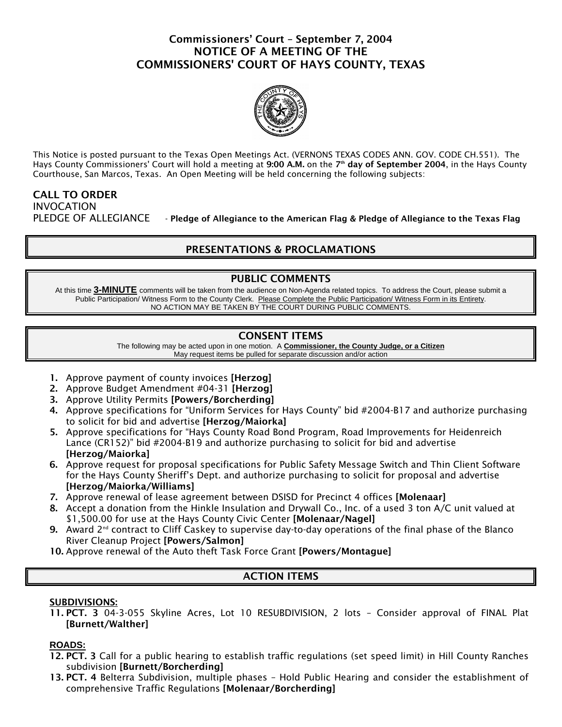# Commissioners' Court – September 7, 2004
# NOTICE OF A MEETING OF THE COMMISSIONERS' COURT OF HAYS COUNTY, TEXAS

This Notice is posted pursuant to the Texas Open Meetings Act. (VERNONS TEXAS CODES ANN. GOV. CODE CH.551). The Hays County Commissioners' Court will hold a meeting at **9:00 A.M.** on the **7th day of September 2004**, in the Hays County Courthouse, San Marcos, Texas. An Open Meeting will be held concerning the following subjects:

## CALL TO ORDER

INVOCATION

PLEDGE OF ALLEGIANCE - **Pledge of Allegiance to the American Flag & Pledge of Allegiance to the Texas Flag**

## PRESENTATIONS & PROCLAMATIONS

## PUBLIC COMMENTS

At this time **3-MINUTE** comments will be taken from the audience on Non-Agenda related topics. To address the Court, please submit a Public Participation/ Witness Form to the County Clerk. Please Complete the Public Participation/ Witness Form in its Entirety.
NO ACTION MAY BE TAKEN BY THE COURT DURING PUBLIC COMMENTS.

## CONSENT ITEMS

The following may be acted upon in one motion. A **Commissioner, the County Judge, or a Citizen** May request items be pulled for separate discussion and/or action

1. Approve payment of county invoices **[Herzog]**
2. Approve Budget Amendment #04-31 **[Herzog]**
3. Approve Utility Permits **[Powers/Borcherding]**
4. Approve specifications for "Uniform Services for Hays County" bid #2004-B17 and authorize purchasing to solicit for bid and advertise **[Herzog/Maiorka]**
5. Approve specifications for "Hays County Road Bond Program, Road Improvements for Heidenreich Lance (CR152)" bid #2004-B19 and authorize purchasing to solicit for bid and advertise **[Herzog/Maiorka]**
6. Approve request for proposal specifications for Public Safety Message Switch and Thin Client Software for the Hays County Sheriff's Dept. and authorize purchasing to solicit for proposal and advertise **[Herzog/Maiorka/Williams]**
7. Approve renewal of lease agreement between DSISD for Precinct 4 offices **[Molenaar]**
8. Accept a donation from the Hinkle Insulation and Drywall Co., Inc. of a used 3 ton A/C unit valued at $1,500.00 for use at the Hays County Civic Center **[Molenaar/Nagel]**
9. Award 2nd contract to Cliff Caskey to supervise day-to-day operations of the final phase of the Blanco River Cleanup Project **[Powers/Salmon]**
10. Approve renewal of the Auto theft Task Force Grant **[Powers/Montague]**

## ACTION ITEMS

**SUBDIVISIONS:**

11. **PCT. 3** 04-3-055 Skyline Acres, Lot 10 RESUBDIVISION, 2 lots – Consider approval of FINAL Plat **[Burnett/Walther]**

**ROADS:**

12. **PCT. 3** Call for a public hearing to establish traffic regulations (set speed limit) in Hill County Ranches subdivision **[Burnett/Borcherding]**
13. **PCT. 4** Belterra Subdivision, multiple phases – Hold Public Hearing and consider the establishment of comprehensive Traffic Regulations **[Molenaar/Borcherding]**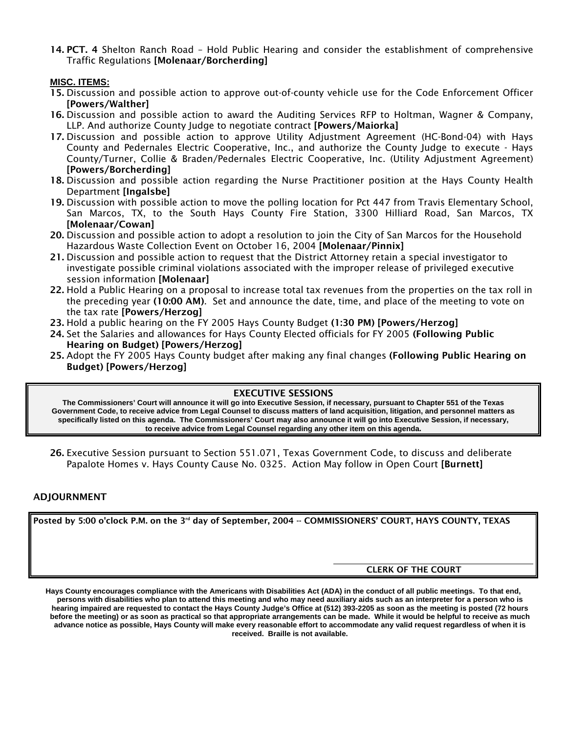14. **PCT. 4** Shelton Ranch Road – Hold Public Hearing and consider the establishment of comprehensive Traffic Regulations **[Molenaar/Borcherding]**

**MISC. ITEMS:**

15. Discussion and possible action to approve out-of-county vehicle use for the Code Enforcement Officer **[Powers/Walther]**
16. Discussion and possible action to award the Auditing Services RFP to Holtman, Wagner & Company, LLP. And authorize County Judge to negotiate contract **[Powers/Maiorka]**
17. Discussion and possible action to approve Utility Adjustment Agreement (HC-Bond-04) with Hays County and Pedernales Electric Cooperative, Inc., and authorize the County Judge to execute - Hays County/Turner, Collie & Braden/Pedernales Electric Cooperative, Inc. (Utility Adjustment Agreement) **[Powers/Borcherding]**
18. Discussion and possible action regarding the Nurse Practitioner position at the Hays County Health Department **[Ingalsbe]**
19. Discussion with possible action to move the polling location for Pct 447 from Travis Elementary School, San Marcos, TX, to the South Hays County Fire Station, 3300 Hilliard Road, San Marcos, TX **[Molenaar/Cowan]**
20. Discussion and possible action to adopt a resolution to join the City of San Marcos for the Household Hazardous Waste Collection Event on October 16, 2004 **[Molenaar/Pinnix]**
21. Discussion and possible action to request that the District Attorney retain a special investigator to investigate possible criminal violations associated with the improper release of privileged executive session information **[Molenaar]**
22. Hold a Public Hearing on a proposal to increase total tax revenues from the properties on the tax roll in the preceding year **(10:00 AM)**. Set and announce the date, time, and place of the meeting to vote on the tax rate **[Powers/Herzog]**
23. Hold a public hearing on the FY 2005 Hays County Budget **(1:30 PM) [Powers/Herzog]**
24. Set the Salaries and allowances for Hays County Elected officials for FY 2005 **(Following Public Hearing on Budget) [Powers/Herzog]**
25. Adopt the FY 2005 Hays County budget after making any final changes **(Following Public Hearing on Budget) [Powers/Herzog]**

## EXECUTIVE SESSIONS

**The Commissioners' Court will announce it will go into Executive Session, if necessary, pursuant to Chapter 551 of the Texas Government Code, to receive advice from Legal Counsel to discuss matters of land acquisition, litigation, and personnel matters as specifically listed on this agenda. The Commissioners' Court may also announce it will go into Executive Session, if necessary, to receive advice from Legal Counsel regarding any other item on this agenda.**

26. Executive Session pursuant to Section 551.071, Texas Government Code, to discuss and deliberate Papalote Homes v. Hays County Cause No. 0325. Action May follow in Open Court **[Burnett]**

## ADJOURNMENT

**Posted by 5:00 o'clock P.M. on the 3rd day of September, 2004 -- COMMISSIONERS' COURT, HAYS COUNTY, TEXAS**

______________________________

CLERK OF THE COURT

**Hays County encourages compliance with the Americans with Disabilities Act (ADA) in the conduct of all public meetings. To that end, persons with disabilities who plan to attend this meeting and who may need auxiliary aids such as an interpreter for a person who is hearing impaired are requested to contact the Hays County Judge's Office at (512) 393-2205 as soon as the meeting is posted (72 hours before the meeting) or as soon as practical so that appropriate arrangements can be made. While it would be helpful to receive as much advance notice as possible, Hays County will make every reasonable effort to accommodate any valid request regardless of when it is received. Braille is not available.**